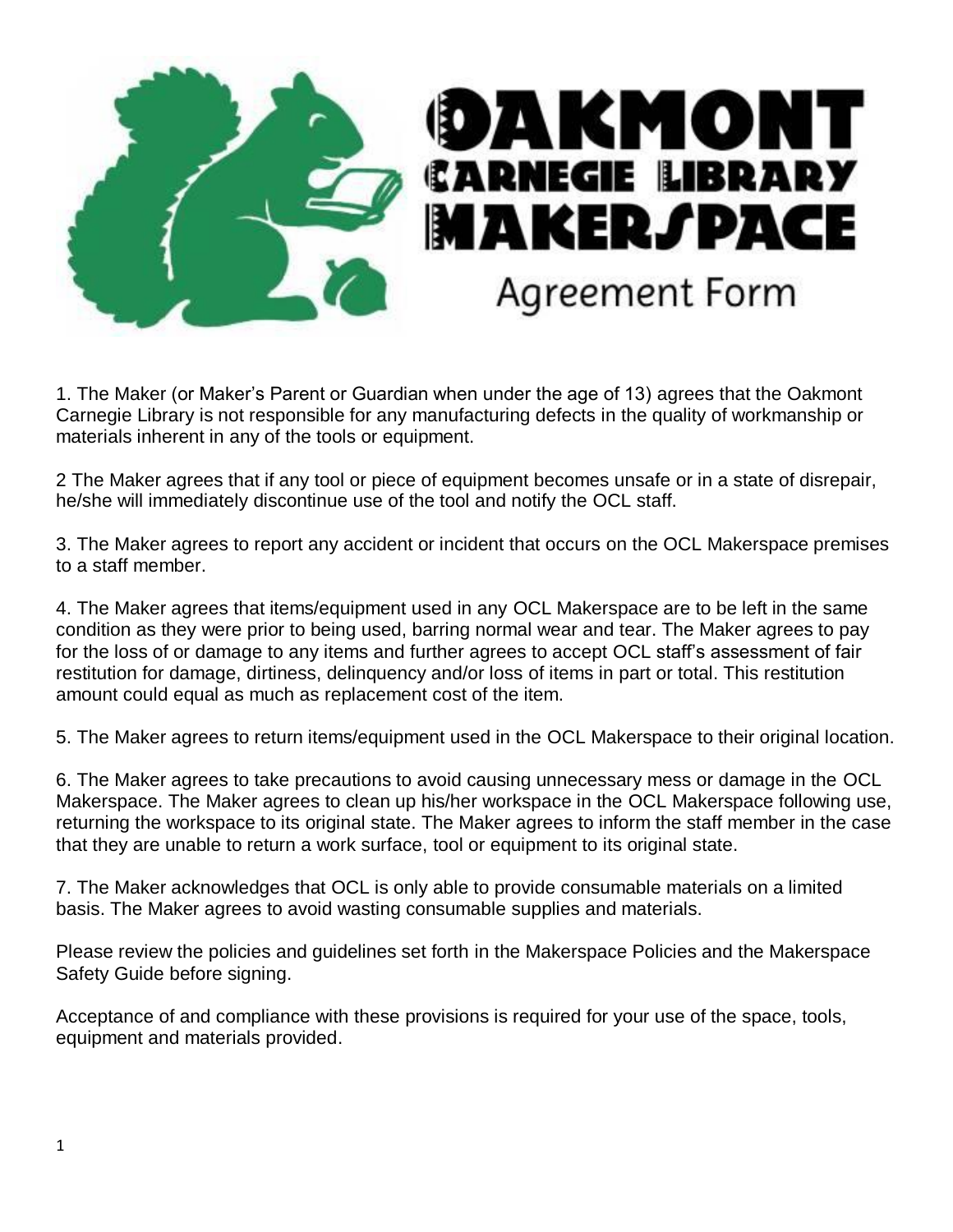# Oakmont Carnegie Library Makerspace

## Agreement Form

1. The Maker (or Maker's Parent or Guardian when under the age of 13) agrees that the Oakmont Carnegie Library is not responsible for any manufacturing defects in the quality of workmanship or materials inherent in any of the tools or equipment.

2 The Maker agrees that if any tool or piece of equipment becomes unsafe or in a state of disrepair, he/she will immediately discontinue use of the tool and notify the OCL staff.

3. The Maker agrees to report any accident or incident that occurs on the OCL Makerspace premises to a staff member.

4. The Maker agrees that items/equipment used in any OCL Makerspace are to be left in the same condition as they were prior to being used, barring normal wear and tear. The Maker agrees to pay for the loss of or damage to any items and further agrees to accept OCL staff's assessment of fair restitution for damage, dirtiness, delinquency and/or loss of items in part or total. This restitution amount could equal as much as replacement cost of the item.

5. The Maker agrees to return items/equipment used in the OCL Makerspace to their original location.

6. The Maker agrees to take precautions to avoid causing unnecessary mess or damage in the OCL Makerspace. The Maker agrees to clean up his/her workspace in the OCL Makerspace following use, returning the workspace to its original state. The Maker agrees to inform the staff member in the case that they are unable to return a work surface, tool or equipment to its original state.

7. The Maker acknowledges that OCL is only able to provide consumable materials on a limited basis. The Maker agrees to avoid wasting consumable supplies and materials.

Please review the policies and guidelines set forth in the Makerspace Policies and the Makerspace Safety Guide before signing.

Acceptance of and compliance with these provisions is required for your use of the space, tools, equipment and materials provided.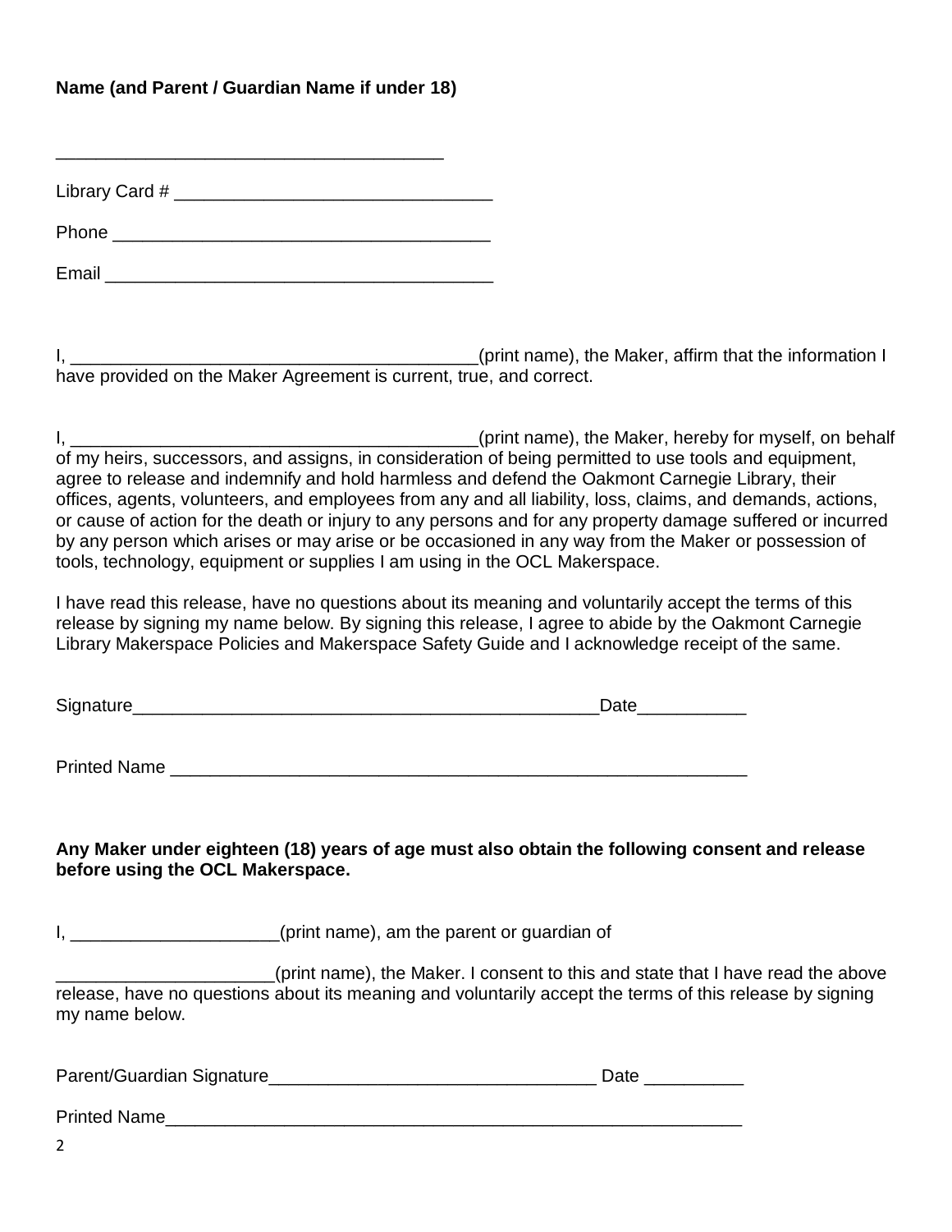**Name (and Parent / Guardian Name if under 18)**

_____________________________________

Library Card # ______________________________

Phone ____________________________________

Email _____________________________________

I, _______________________________________(print name), the Maker, affirm that the information I have provided on the Maker Agreement is current, true, and correct.

I, _______________________________________(print name), the Maker, hereby for myself, on behalf of my heirs, successors, and assigns, in consideration of being permitted to use tools and equipment, agree to release and indemnify and hold harmless and defend the Oakmont Carnegie Library, their offices, agents, volunteers, and employees from any and all liability, loss, claims, and demands, actions, or cause of action for the death or injury to any persons and for any property damage suffered or incurred by any person which arises or may arise or be occasioned in any way from the Maker or possession of tools, technology, equipment or supplies I am using in the OCL Makerspace.

I have read this release, have no questions about its meaning and voluntarily accept the terms of this release by signing my name below. By signing this release, I agree to abide by the Oakmont Carnegie Library Makerspace Policies and Makerspace Safety Guide and I acknowledge receipt of the same.

Signature_____________________________________________Date__________

Printed Name _______________________________________________________

**Any Maker under eighteen (18) years of age must also obtain the following consent and release before using the OCL Makerspace.**

I, ____________________(print name), am the parent or guardian of

_____________________(print name), the Maker. I consent to this and state that I have read the above release, have no questions about its meaning and voluntarily accept the terms of this release by signing my name below.

Parent/Guardian Signature________________________________ Date __________

Printed Name______________________________________________________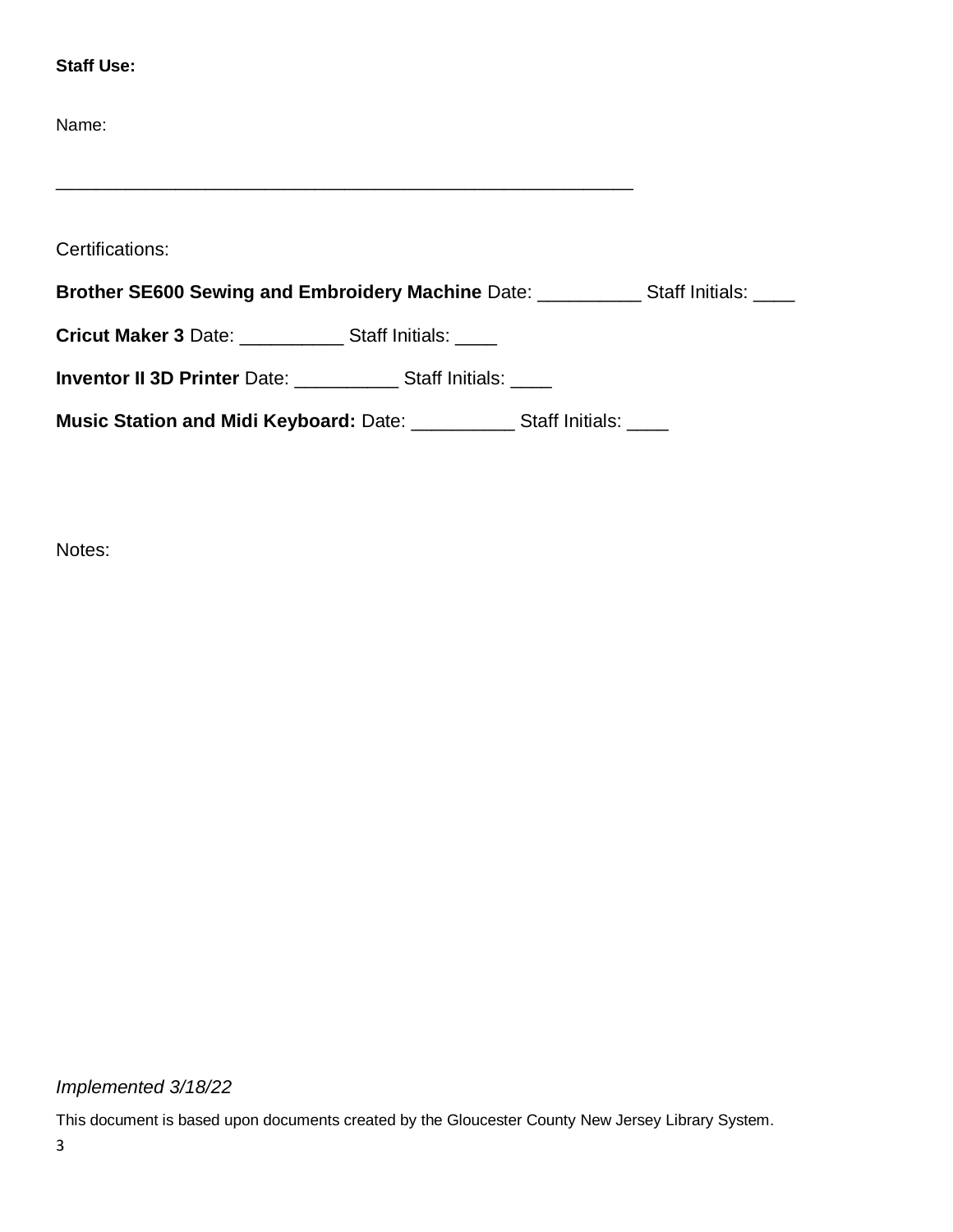**Staff Use:**

Name:

\_\_\_\_\_\_\_\_\_\_\_\_\_\_\_\_\_\_\_\_\_\_\_\_\_\_\_\_\_\_\_\_\_\_\_\_\_\_\_\_\_\_\_\_\_\_\_\_\_\_\_\_\_\_\_\_\_\_

Certifications:

**Brother SE600 Sewing and Embroidery Machine** Date: \_\_\_\_\_\_\_\_\_\_ Staff Initials: \_\_\_\_

**Cricut Maker 3** Date: \_\_\_\_\_\_\_\_\_\_ Staff Initials: \_\_\_\_

**Inventor II 3D Printer** Date: \_\_\_\_\_\_\_\_\_\_ Staff Initials: \_\_\_\_

**Music Station and Midi Keyboard:** Date: \_\_\_\_\_\_\_\_\_\_ Staff Initials: \_\_\_\_

Notes:

*Implemented 3/18/22*

This document is based upon documents created by the Gloucester County New Jersey Library System.